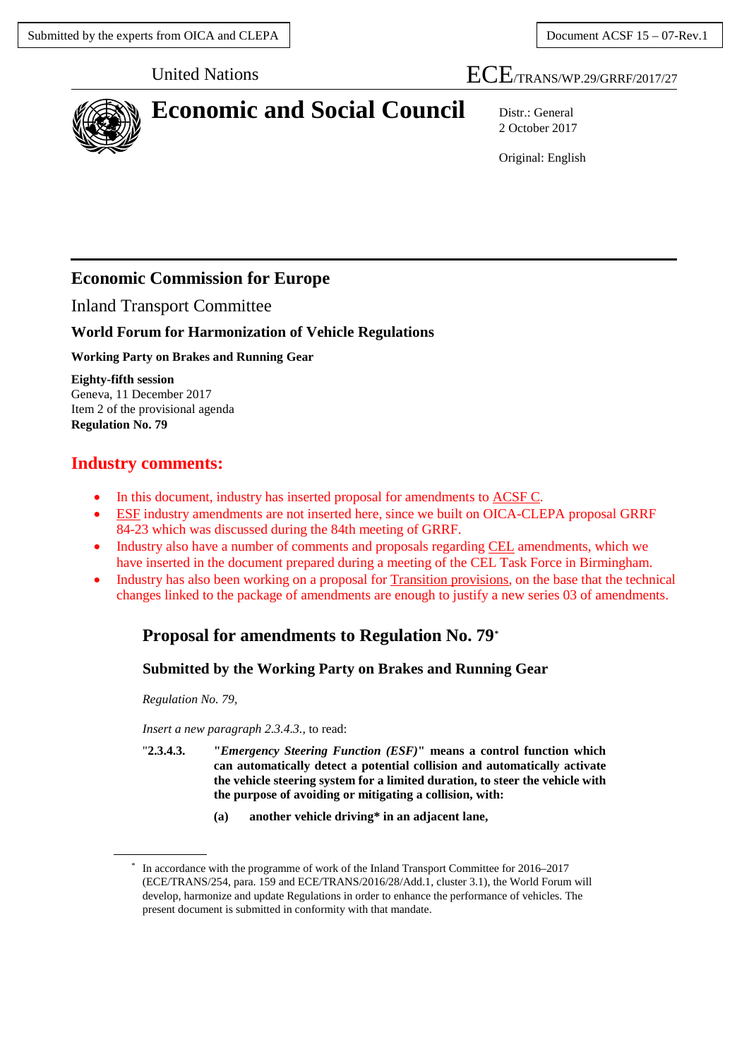Submitted by the experts from OICA and CLEPA

Document ACSF 15 – 07-Rev.1

United Nations

ECE/TRANS/WP.29/GRRF/2017/27

# Economic and Social Council

Distr.: General
2 October 2017

Original: English

## Economic Commission for Europe

Inland Transport Committee

### World Forum for Harmonization of Vehicle Regulations

**Working Party on Brakes and Running Gear**

**Eighty-fifth session**
Geneva, 11 December 2017
Item 2 of the provisional agenda
**Regulation No. 79**

## Industry comments:

- In this document, industry has inserted proposal for amendments to ACSF C.
- ESF industry amendments are not inserted here, since we built on OICA-CLEPA proposal GRRF 84-23 which was discussed during the 84th meeting of GRRF.
- Industry also have a number of comments and proposals regarding CEL amendments, which we have inserted in the document prepared during a meeting of the CEL Task Force in Birmingham.
- Industry has also been working on a proposal for Transition provisions, on the base that the technical changes linked to the package of amendments are enough to justify a new series 03 of amendments.

## Proposal for amendments to Regulation No. 79*

### Submitted by the Working Party on Brakes and Running Gear

*Regulation No. 79,*

*Insert a new paragraph 2.3.4.3.,* to read:

"**2.3.4.3.** **"*Emergency Steering Function (ESF)*" means a control function which can automatically detect a potential collision and automatically activate the vehicle steering system for a limited duration, to steer the vehicle with the purpose of avoiding or mitigating a collision, with:**

**(a) another vehicle driving* in an adjacent lane,**

---

* In accordance with the programme of work of the Inland Transport Committee for 2016–2017 (ECE/TRANS/254, para. 159 and ECE/TRANS/2016/28/Add.1, cluster 3.1), the World Forum will develop, harmonize and update Regulations in order to enhance the performance of vehicles. The present document is submitted in conformity with that mandate.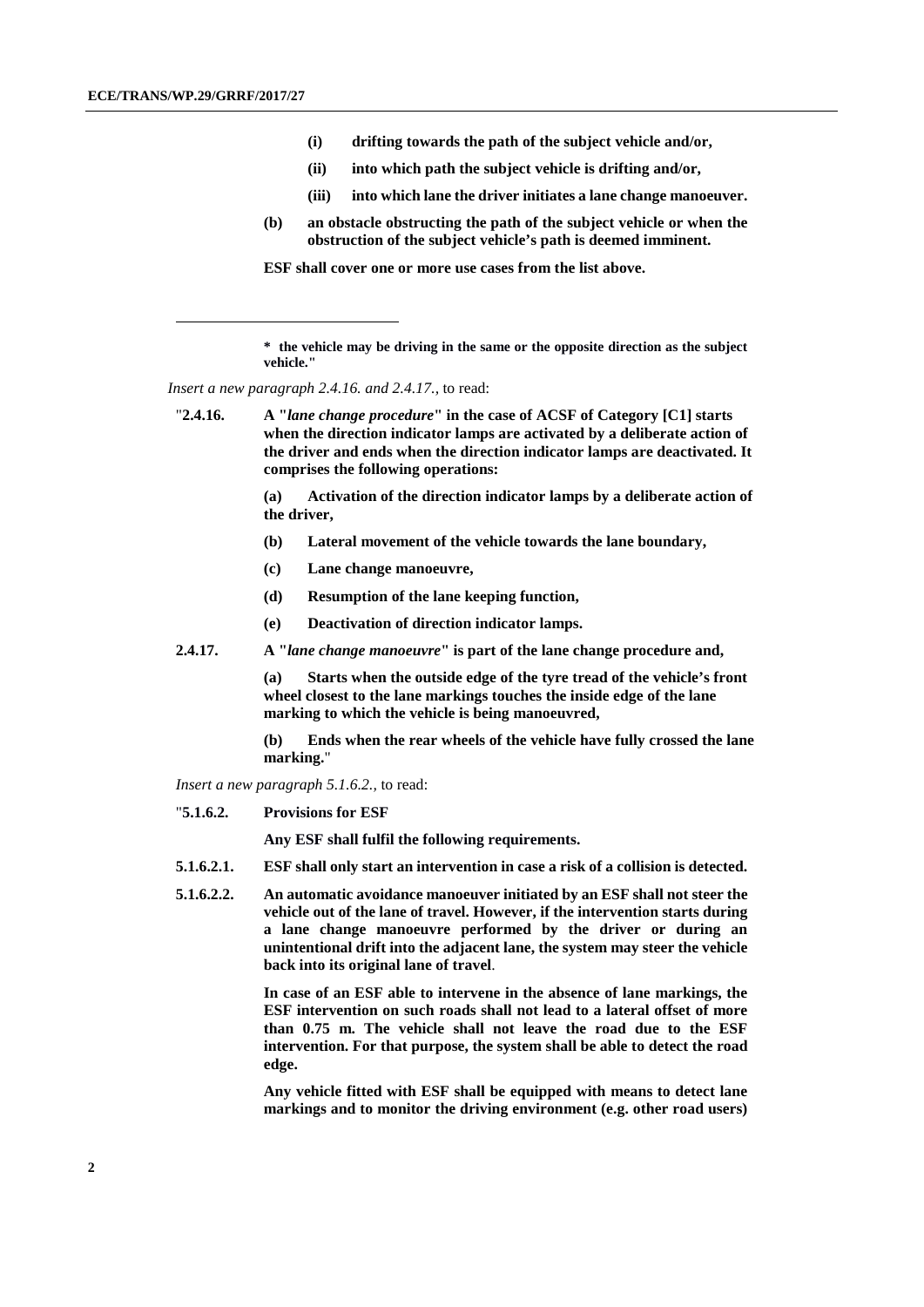**(i) drifting towards the path of the subject vehicle and/or,**

**(ii) into which path the subject vehicle is drifting and/or,**

**(iii) into which lane the driver initiates a lane change manoeuver.**

**(b) an obstacle obstructing the path of the subject vehicle or when the obstruction of the subject vehicle's path is deemed imminent.**

**ESF shall cover one or more use cases from the list above.**

---

**\* the vehicle may be driving in the same or the opposite direction as the subject vehicle."**

*Insert a new paragraph 2.4.16. and 2.4.17.,* to read:

"**2.4.16. A "*lane change procedure*" in the case of ACSF of Category [C1] starts when the direction indicator lamps are activated by a deliberate action of the driver and ends when the direction indicator lamps are deactivated. It comprises the following operations:**

**(a) Activation of the direction indicator lamps by a deliberate action of the driver,**

**(b) Lateral movement of the vehicle towards the lane boundary,**

**(c) Lane change manoeuvre,**

**(d) Resumption of the lane keeping function,**

**(e) Deactivation of direction indicator lamps.**

**2.4.17. A "*lane change manoeuvre*" is part of the lane change procedure and,**

**(a) Starts when the outside edge of the tyre tread of the vehicle's front wheel closest to the lane markings touches the inside edge of the lane marking to which the vehicle is being manoeuvred,**

**(b) Ends when the rear wheels of the vehicle have fully crossed the lane marking.**"

*Insert a new paragraph 5.1.6.2.,* to read:

"**5.1.6.2. Provisions for ESF**

**Any ESF shall fulfil the following requirements.**

**5.1.6.2.1. ESF shall only start an intervention in case a risk of a collision is detected.**

**5.1.6.2.2. An automatic avoidance manoeuver initiated by an ESF shall not steer the vehicle out of the lane of travel. However, if the intervention starts during a lane change manoeuvre performed by the driver or during an unintentional drift into the adjacent lane, the system may steer the vehicle back into its original lane of travel.**

**In case of an ESF able to intervene in the absence of lane markings, the ESF intervention on such roads shall not lead to a lateral offset of more than 0.75 m. The vehicle shall not leave the road due to the ESF intervention. For that purpose, the system shall be able to detect the road edge.**

**Any vehicle fitted with ESF shall be equipped with means to detect lane markings and to monitor the driving environment (e.g. other road users)**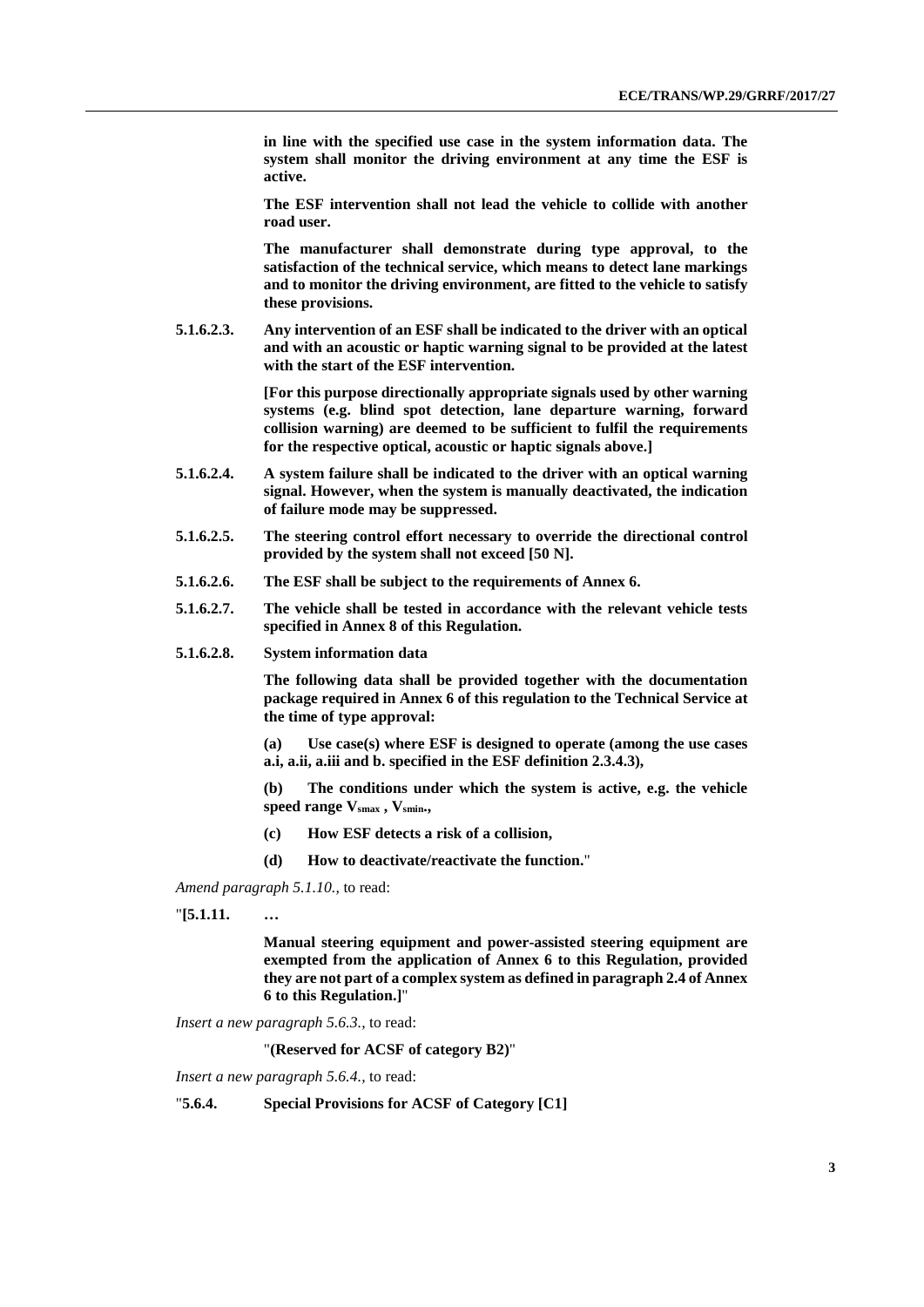**in line with the specified use case in the system information data. The system shall monitor the driving environment at any time the ESF is active.**

**The ESF intervention shall not lead the vehicle to collide with another road user.**

**The manufacturer shall demonstrate during type approval, to the satisfaction of the technical service, which means to detect lane markings and to monitor the driving environment, are fitted to the vehicle to satisfy these provisions.**

**5.1.6.2.3. Any intervention of an ESF shall be indicated to the driver with an optical and with an acoustic or haptic warning signal to be provided at the latest with the start of the ESF intervention.**

**[For this purpose directionally appropriate signals used by other warning systems (e.g. blind spot detection, lane departure warning, forward collision warning) are deemed to be sufficient to fulfil the requirements for the respective optical, acoustic or haptic signals above.]**

**5.1.6.2.4. A system failure shall be indicated to the driver with an optical warning signal. However, when the system is manually deactivated, the indication of failure mode may be suppressed.**

**5.1.6.2.5. The steering control effort necessary to override the directional control provided by the system shall not exceed [50 N].**

**5.1.6.2.6. The ESF shall be subject to the requirements of Annex 6.**

**5.1.6.2.7. The vehicle shall be tested in accordance with the relevant vehicle tests specified in Annex 8 of this Regulation.**

**5.1.6.2.8. System information data**

**The following data shall be provided together with the documentation package required in Annex 6 of this regulation to the Technical Service at the time of type approval:**

**(a) Use case(s) where ESF is designed to operate (among the use cases a.i, a.ii, a.iii and b. specified in the ESF definition 2.3.4.3),**

**(b) The conditions under which the system is active, e.g. the vehicle speed range $V_{smax}$ , $V_{smin}$.,**

**(c) How ESF detects a risk of a collision,**

**(d) How to deactivate/reactivate the function.**"

*Amend paragraph 5.1.10.,* to read:

"**[5.1.11. …**

**Manual steering equipment and power-assisted steering equipment are exempted from the application of Annex 6 to this Regulation, provided they are not part of a complex system as defined in paragraph 2.4 of Annex 6 to this Regulation.]**"

*Insert a new paragraph 5.6.3.,* to read:

"**(Reserved for ACSF of category B2)**"

*Insert a new paragraph 5.6.4.,* to read:

"**5.6.4. Special Provisions for ACSF of Category [C1]**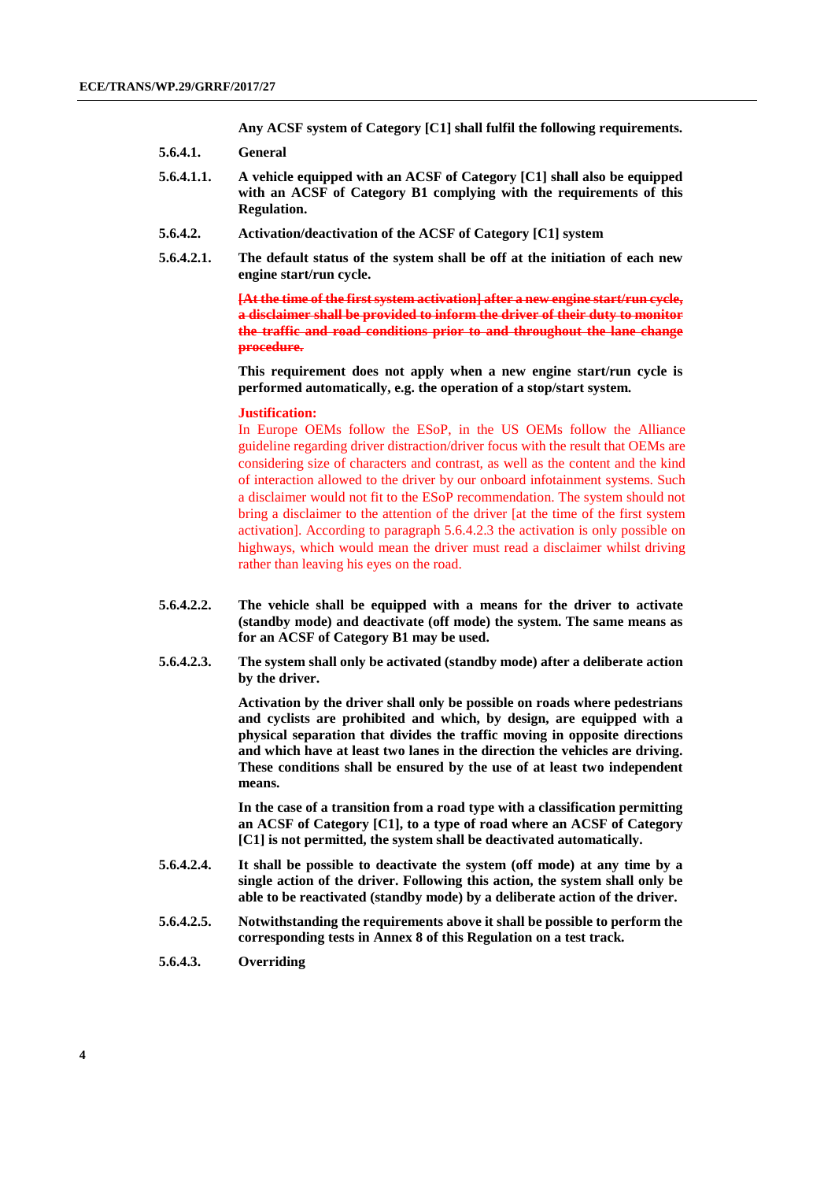**Any ACSF system of Category [C1] shall fulfil the following requirements.**

**5.6.4.1. General**

**5.6.4.1.1. A vehicle equipped with an ACSF of Category [C1] shall also be equipped with an ACSF of Category B1 complying with the requirements of this Regulation.**

**5.6.4.2. Activation/deactivation of the ACSF of Category [C1] system**

**5.6.4.2.1. The default status of the system shall be off at the initiation of each new engine start/run cycle.**

~~**[At the time of the first system activation] after a new engine start/run cycle, a disclaimer shall be provided to inform the driver of their duty to monitor the traffic and road conditions prior to and throughout the lane change procedure.**~~

**This requirement does not apply when a new engine start/run cycle is performed automatically, e.g. the operation of a stop/start system.**

**Justification:**

In Europe OEMs follow the ESoP, in the US OEMs follow the Alliance guideline regarding driver distraction/driver focus with the result that OEMs are considering size of characters and contrast, as well as the content and the kind of interaction allowed to the driver by our onboard infotainment systems. Such a disclaimer would not fit to the ESoP recommendation. The system should not bring a disclaimer to the attention of the driver [at the time of the first system activation]. According to paragraph 5.6.4.2.3 the activation is only possible on highways, which would mean the driver must read a disclaimer whilst driving rather than leaving his eyes on the road.

**5.6.4.2.2. The vehicle shall be equipped with a means for the driver to activate (standby mode) and deactivate (off mode) the system. The same means as for an ACSF of Category B1 may be used.**

**5.6.4.2.3. The system shall only be activated (standby mode) after a deliberate action by the driver.**

**Activation by the driver shall only be possible on roads where pedestrians and cyclists are prohibited and which, by design, are equipped with a physical separation that divides the traffic moving in opposite directions and which have at least two lanes in the direction the vehicles are driving. These conditions shall be ensured by the use of at least two independent means.**

**In the case of a transition from a road type with a classification permitting an ACSF of Category [C1], to a type of road where an ACSF of Category [C1] is not permitted, the system shall be deactivated automatically.**

**5.6.4.2.4. It shall be possible to deactivate the system (off mode) at any time by a single action of the driver. Following this action, the system shall only be able to be reactivated (standby mode) by a deliberate action of the driver.**

**5.6.4.2.5. Notwithstanding the requirements above it shall be possible to perform the corresponding tests in Annex 8 of this Regulation on a test track.**

**5.6.4.3. Overriding**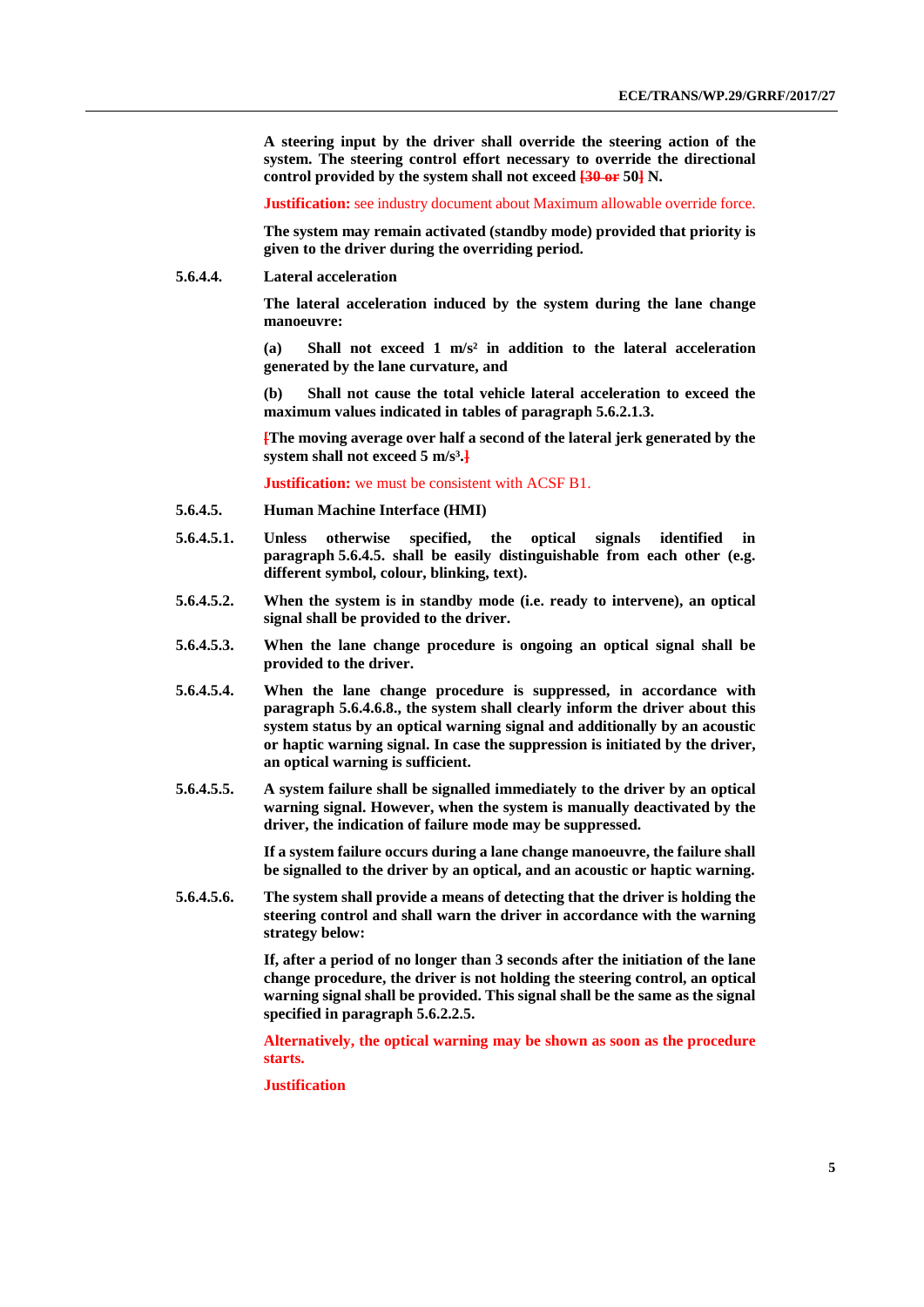**A steering input by the driver shall override the steering action of the system. The steering control effort necessary to override the directional control provided by the system shall not exceed ~~[30 or~~ 50~~]~~ N.**

**Justification:** see industry document about Maximum allowable override force.

**The system may remain activated (standby mode) provided that priority is given to the driver during the overriding period.**

**5.6.4.4. Lateral acceleration**

**The lateral acceleration induced by the system during the lane change manoeuvre:**

**(a) Shall not exceed 1 m/s² in addition to the lateral acceleration generated by the lane curvature, and**

**(b) Shall not cause the total vehicle lateral acceleration to exceed the maximum values indicated in tables of paragraph 5.6.2.1.3.**

**~~[~~The moving average over half a second of the lateral jerk generated by the system shall not exceed 5 m/s³.~~]~~**

**Justification:** we must be consistent with ACSF B1.

**5.6.4.5. Human Machine Interface (HMI)**

**5.6.4.5.1. Unless otherwise specified, the optical signals identified in paragraph 5.6.4.5. shall be easily distinguishable from each other (e.g. different symbol, colour, blinking, text).**

**5.6.4.5.2. When the system is in standby mode (i.e. ready to intervene), an optical signal shall be provided to the driver.**

**5.6.4.5.3. When the lane change procedure is ongoing an optical signal shall be provided to the driver.**

**5.6.4.5.4. When the lane change procedure is suppressed, in accordance with paragraph 5.6.4.6.8., the system shall clearly inform the driver about this system status by an optical warning signal and additionally by an acoustic or haptic warning signal. In case the suppression is initiated by the driver, an optical warning is sufficient.**

**5.6.4.5.5. A system failure shall be signalled immediately to the driver by an optical warning signal. However, when the system is manually deactivated by the driver, the indication of failure mode may be suppressed.**

**If a system failure occurs during a lane change manoeuvre, the failure shall be signalled to the driver by an optical, and an acoustic or haptic warning.**

**5.6.4.5.6. The system shall provide a means of detecting that the driver is holding the steering control and shall warn the driver in accordance with the warning strategy below:**

**If, after a period of no longer than 3 seconds after the initiation of the lane change procedure, the driver is not holding the steering control, an optical warning signal shall be provided. This signal shall be the same as the signal specified in paragraph 5.6.2.2.5.**

**Alternatively, the optical warning may be shown as soon as the procedure starts.**

**Justification**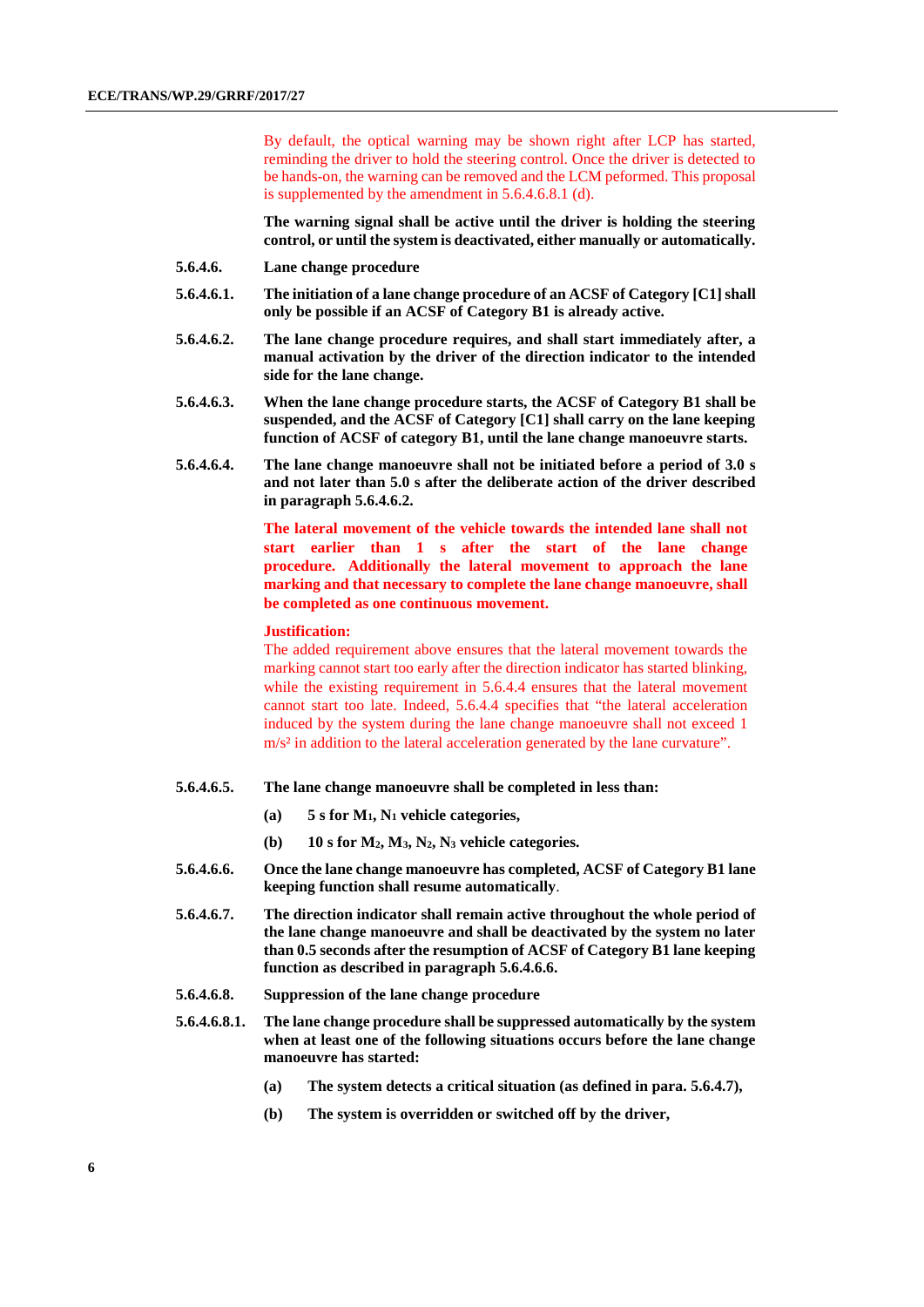By default, the optical warning may be shown right after LCP has started, reminding the driver to hold the steering control. Once the driver is detected to be hands-on, the warning can be removed and the LCM peformed. This proposal is supplemented by the amendment in 5.6.4.6.8.1 (d).

**The warning signal shall be active until the driver is holding the steering control, or until the system is deactivated, either manually or automatically.**

**5.6.4.6. Lane change procedure**

**5.6.4.6.1. The initiation of a lane change procedure of an ACSF of Category [C1] shall only be possible if an ACSF of Category B1 is already active.**

**5.6.4.6.2. The lane change procedure requires, and shall start immediately after, a manual activation by the driver of the direction indicator to the intended side for the lane change.**

**5.6.4.6.3. When the lane change procedure starts, the ACSF of Category B1 shall be suspended, and the ACSF of Category [C1] shall carry on the lane keeping function of ACSF of category B1, until the lane change manoeuvre starts.**

**5.6.4.6.4. The lane change manoeuvre shall not be initiated before a period of 3.0 s and not later than 5.0 s after the deliberate action of the driver described in paragraph 5.6.4.6.2.**

**The lateral movement of the vehicle towards the intended lane shall not start earlier than 1 s after the start of the lane change procedure. Additionally the lateral movement to approach the lane marking and that necessary to complete the lane change manoeuvre, shall be completed as one continuous movement.**

**Justification:**

The added requirement above ensures that the lateral movement towards the marking cannot start too early after the direction indicator has started blinking, while the existing requirement in 5.6.4.4 ensures that the lateral movement cannot start too late. Indeed, 5.6.4.4 specifies that "the lateral acceleration induced by the system during the lane change manoeuvre shall not exceed 1 m/s² in addition to the lateral acceleration generated by the lane curvature".

**5.6.4.6.5. The lane change manoeuvre shall be completed in less than:**

**(a) 5 s for $M_1$, $N_1$ vehicle categories,**

**(b) 10 s for $M_2$, $M_3$, $N_2$, $N_3$ vehicle categories.**

**5.6.4.6.6. Once the lane change manoeuvre has completed, ACSF of Category B1 lane keeping function shall resume automatically.**

**5.6.4.6.7. The direction indicator shall remain active throughout the whole period of the lane change manoeuvre and shall be deactivated by the system no later than 0.5 seconds after the resumption of ACSF of Category B1 lane keeping function as described in paragraph 5.6.4.6.6.**

**5.6.4.6.8. Suppression of the lane change procedure**

**5.6.4.6.8.1. The lane change procedure shall be suppressed automatically by the system when at least one of the following situations occurs before the lane change manoeuvre has started:**

**(a) The system detects a critical situation (as defined in para. 5.6.4.7),**

**(b) The system is overridden or switched off by the driver,**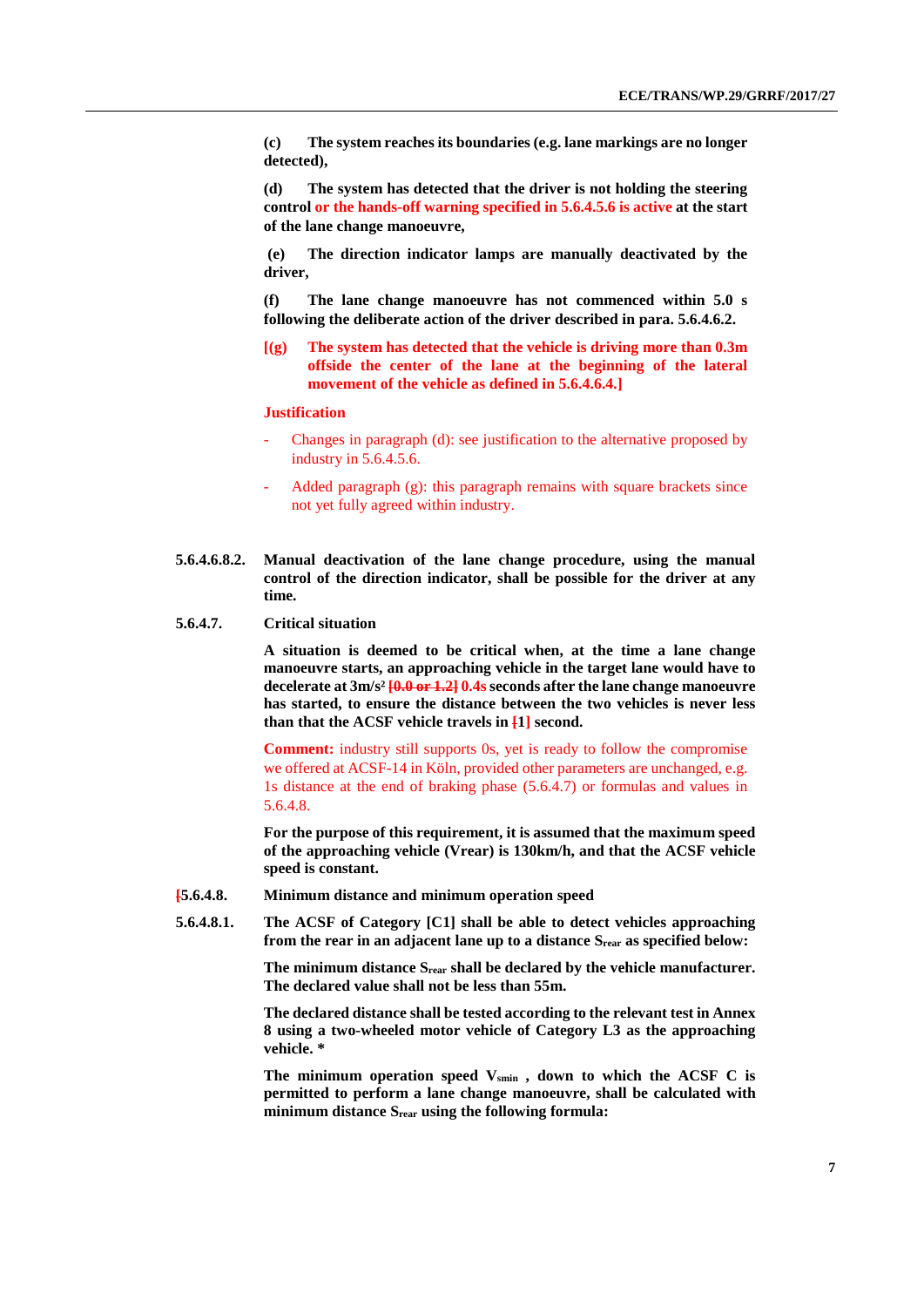**(c) The system reaches its boundaries (e.g. lane markings are no longer detected),**

**(d) The system has detected that the driver is not holding the steering control or the hands-off warning specified in 5.6.4.5.6 is active at the start of the lane change manoeuvre,**

**(e) The direction indicator lamps are manually deactivated by the driver,**

**(f) The lane change manoeuvre has not commenced within 5.0 s following the deliberate action of the driver described in para. 5.6.4.6.2.**

**[(g) The system has detected that the vehicle is driving more than 0.3m offside the center of the lane at the beginning of the lateral movement of the vehicle as defined in 5.6.4.6.4.]**

**Justification**

- Changes in paragraph (d): see justification to the alternative proposed by industry in 5.6.4.5.6.
- Added paragraph (g): this paragraph remains with square brackets since not yet fully agreed within industry.

**5.6.4.6.8.2. Manual deactivation of the lane change procedure, using the manual control of the direction indicator, shall be possible for the driver at any time.**

**5.6.4.7. Critical situation**

**A situation is deemed to be critical when, at the time a lane change manoeuvre starts, an approaching vehicle in the target lane would have to decelerate at 3m/s² ~~[0.0 or 1.2]~~ 0.4s seconds after the lane change manoeuvre has started, to ensure the distance between the two vehicles is never less than that the ACSF vehicle travels in ~~[~~1~~]~~ second.**

**Comment:** industry still supports 0s, yet is ready to follow the compromise we offered at ACSF-14 in Köln, provided other parameters are unchanged, e.g. 1s distance at the end of braking phase (5.6.4.7) or formulas and values in 5.6.4.8.

**For the purpose of this requirement, it is assumed that the maximum speed of the approaching vehicle (Vrear) is 130km/h, and that the ACSF vehicle speed is constant.**

**~~[~~5.6.4.8. Minimum distance and minimum operation speed**

**5.6.4.8.1. The ACSF of Category [C1] shall be able to detect vehicles approaching from the rear in an adjacent lane up to a distance $S_{rear}$ as specified below:**

**The minimum distance $S_{rear}$ shall be declared by the vehicle manufacturer. The declared value shall not be less than 55m.**

**The declared distance shall be tested according to the relevant test in Annex 8 using a two-wheeled motor vehicle of Category L3 as the approaching vehicle. \***

**The minimum operation speed $V_{smin}$ , down to which the ACSF C is permitted to perform a lane change manoeuvre, shall be calculated with minimum distance $S_{rear}$ using the following formula:**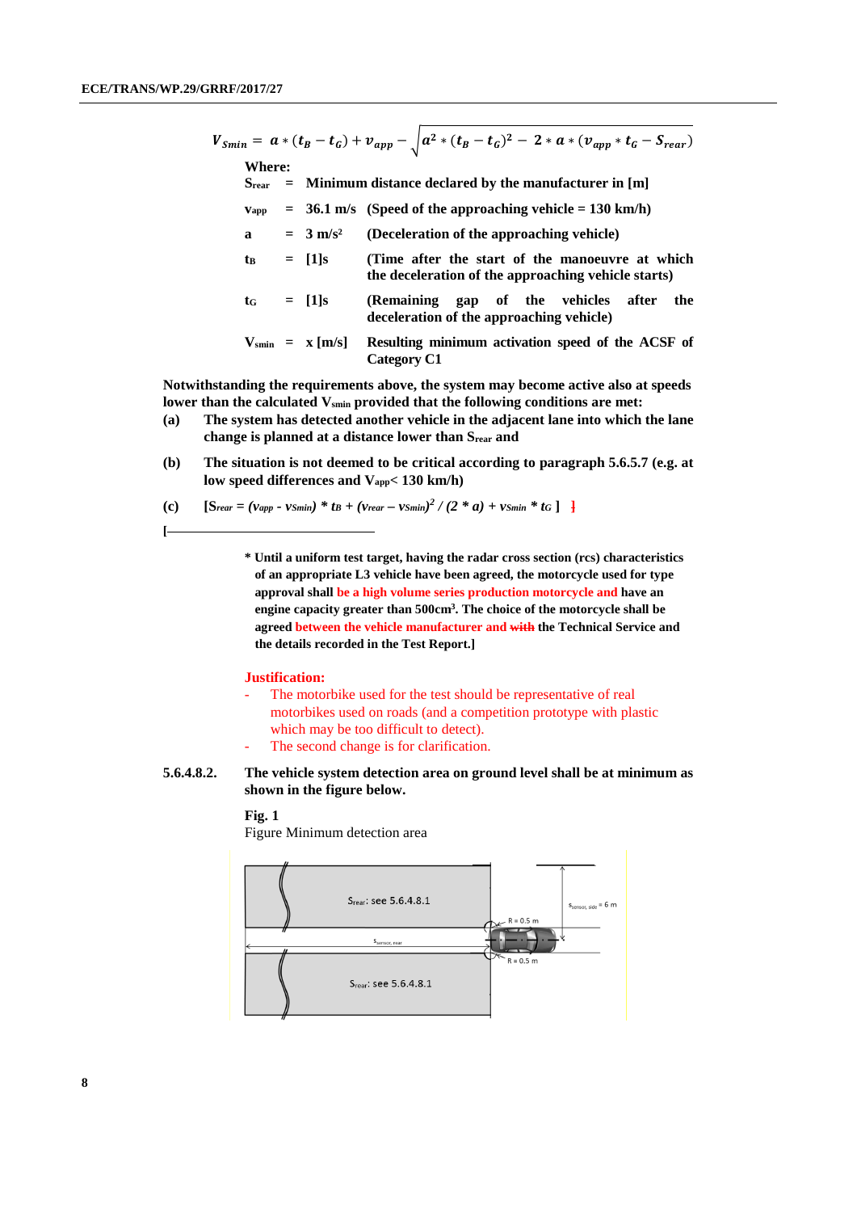$$V_{Smin} = a * (t_B - t_G) + v_{app} - \sqrt{a^2 * (t_B - t_G)^2 - 2 * a * (v_{app} * t_G - S_{rear})}$$

**Where:**

| | | | |
|---|---|---|---|
| **$S_{rear}$** | **=** | **Minimum distance declared by the manufacturer in [m]** | |
| **$v_{app}$** | **=** | **36.1 m/s** | **(Speed of the approaching vehicle = 130 km/h)** |
| **a** | **=** | **3 m/s²** | **(Deceleration of the approaching vehicle)** |
| **$t_B$** | **=** | **[1]s** | **(Time after the start of the manoeuvre at which the deceleration of the approaching vehicle starts)** |
| **$t_G$** | **=** | **[1]s** | **(Remaining gap of the vehicles after the deceleration of the approaching vehicle)** |
| **$V_{smin}$** | **=** | **x [m/s]** | **Resulting minimum activation speed of the ACSF of Category C1** |

**Notwithstanding the requirements above, the system may become active also at speeds lower than the calculated $V_{smin}$ provided that the following conditions are met:**

**(a) The system has detected another vehicle in the adjacent lane into which the lane change is planned at a distance lower than $S_{rear}$ and**

**(b) The situation is not deemed to be critical according to paragraph 5.6.5.7 (e.g. at low speed differences and $V_{app}$< 130 km/h)**

**(c) [$S_{rear} = (v_{app} - v_{Smin}) * t_B + (v_{rear} - v_{Smin})^2 / (2 * a) + v_{Smin} * t_G$ ] ]**

**[**

**\* Until a uniform test target, having the radar cross section (rcs) characteristics of an appropriate L3 vehicle have been agreed, the motorcycle used for type approval shall be a high volume series production motorcycle and have an engine capacity greater than 500cm³. The choice of the motorcycle shall be agreed between the vehicle manufacturer and ~~with~~ the Technical Service and the details recorded in the Test Report.]**

**Justification:**

- The motorbike used for the test should be representative of real motorbikes used on roads (and a competition prototype with plastic which may be too difficult to detect).
- The second change is for clarification.

**5.6.4.8.2. The vehicle system detection area on ground level shall be at minimum as shown in the figure below.**

**Fig. 1**

Figure Minimum detection area

$S_{rear}$: see 5.6.4.8.1

$S_{sensor, rear}$

$S_{rear}$: see 5.6.4.8.1

R = 0.5 m

R = 0.5 m

$S_{sensor, side}$ = 6 m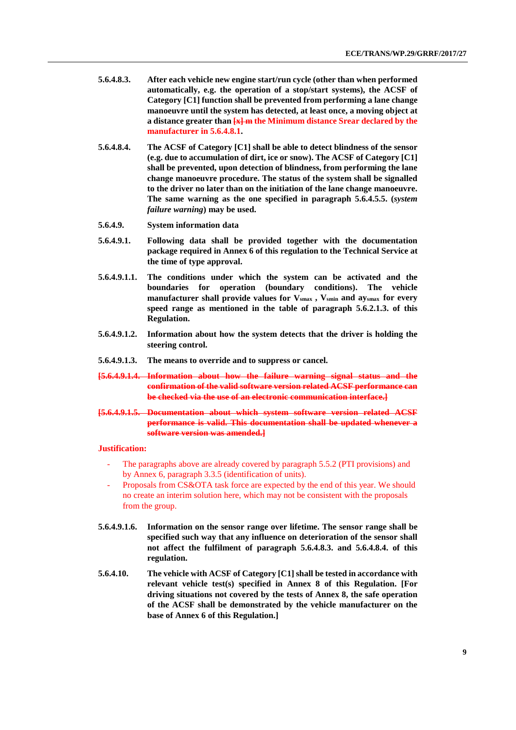**5.6.4.8.3.** **After each vehicle new engine start/run cycle (other than when performed automatically, e.g. the operation of a stop/start systems), the ACSF of Category [C1] function shall be prevented from performing a lane change manoeuvre until the system has detected, at least once, a moving object at a distance greater than ~~[x] m~~ the Minimum distance Srear declared by the manufacturer in 5.6.4.8.1.**

**5.6.4.8.4.** **The ACSF of Category [C1] shall be able to detect blindness of the sensor (e.g. due to accumulation of dirt, ice or snow). The ACSF of Category [C1] shall be prevented, upon detection of blindness, from performing the lane change manoeuvre procedure. The status of the system shall be signalled to the driver no later than on the initiation of the lane change manoeuvre. The same warning as the one specified in paragraph 5.6.4.5.5. (*system failure warning*) may be used.**

**5.6.4.9.** **System information data**

**5.6.4.9.1.** **Following data shall be provided together with the documentation package required in Annex 6 of this regulation to the Technical Service at the time of type approval.**

**5.6.4.9.1.1.** **The conditions under which the system can be activated and the boundaries for operation (boundary conditions). The vehicle manufacturer shall provide values for $V_{smax}$ , $V_{smin}$ and $ay_{smax}$ for every speed range as mentioned in the table of paragraph 5.6.2.1.3. of this Regulation.**

**5.6.4.9.1.2.** **Information about how the system detects that the driver is holding the steering control.**

**5.6.4.9.1.3.** **The means to override and to suppress or cancel.**

~~**[5.6.4.9.1.4. Information about how the failure warning signal status and the confirmation of the valid software version related ACSF performance can be checked via the use of an electronic communication interface.]**~~

~~**[5.6.4.9.1.5. Documentation about which system software version related ACSF performance is valid. This documentation shall be updated whenever a software version was amended.]**~~

**Justification:**

- The paragraphs above are already covered by paragraph 5.5.2 (PTI provisions) and by Annex 6, paragraph 3.3.5 (identification of units).
- Proposals from CS&OTA task force are expected by the end of this year. We should no create an interim solution here, which may not be consistent with the proposals from the group.

**5.6.4.9.1.6.** **Information on the sensor range over lifetime. The sensor range shall be specified such way that any influence on deterioration of the sensor shall not affect the fulfilment of paragraph 5.6.4.8.3. and 5.6.4.8.4. of this regulation.**

**5.6.4.10.** **The vehicle with ACSF of Category [C1] shall be tested in accordance with relevant vehicle test(s) specified in Annex 8 of this Regulation. [For driving situations not covered by the tests of Annex 8, the safe operation of the ACSF shall be demonstrated by the vehicle manufacturer on the base of Annex 6 of this Regulation.]**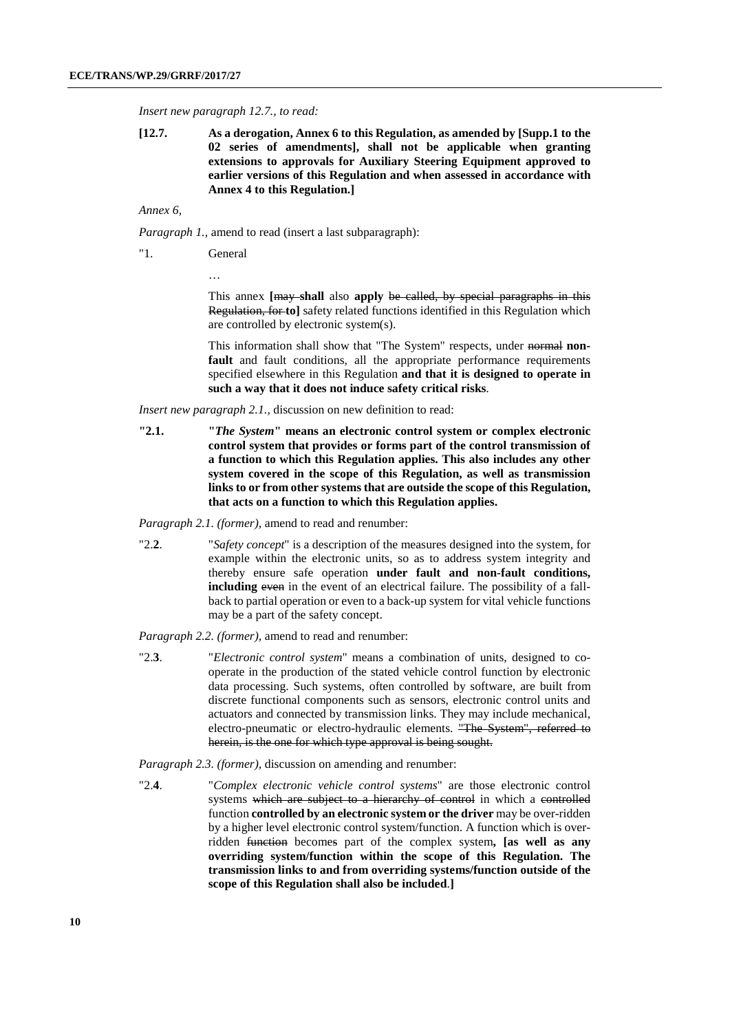*Insert new paragraph 12.7., to read:*

**[12.7. As a derogation, Annex 6 to this Regulation, as amended by [Supp.1 to the 02 series of amendments], shall not be applicable when granting extensions to approvals for Auxiliary Steering Equipment approved to earlier versions of this Regulation and when assessed in accordance with Annex 4 to this Regulation.]**

*Annex 6,*

*Paragraph 1.,* amend to read (insert a last subparagraph):

"1. General

…

This annex **[**~~may~~ **shall** also **apply** ~~be called, by special paragraphs in this Regulation, for~~ **to]** safety related functions identified in this Regulation which are controlled by electronic system(s).

This information shall show that "The System" respects, under ~~normal~~ **non-fault** and fault conditions, all the appropriate performance requirements specified elsewhere in this Regulation **and that it is designed to operate in such a way that it does not induce safety critical risks**.

*Insert new paragraph 2.1.,* discussion on new definition to read:

**"2.1. "*The System*" means an electronic control system or complex electronic control system that provides or forms part of the control transmission of a function to which this Regulation applies. This also includes any other system covered in the scope of this Regulation, as well as transmission links to or from other systems that are outside the scope of this Regulation, that acts on a function to which this Regulation applies.**

*Paragraph 2.1. (former),* amend to read and renumber:

"2.**2**. "*Safety concept*" is a description of the measures designed into the system, for example within the electronic units, so as to address system integrity and thereby ensure safe operation **under fault and non-fault conditions, including** ~~even~~ in the event of an electrical failure. The possibility of a fall-back to partial operation or even to a back-up system for vital vehicle functions may be a part of the safety concept.

*Paragraph 2.2. (former),* amend to read and renumber:

"2.**3**. "*Electronic control system*" means a combination of units, designed to co-operate in the production of the stated vehicle control function by electronic data processing. Such systems, often controlled by software, are built from discrete functional components such as sensors, electronic control units and actuators and connected by transmission links. They may include mechanical, electro-pneumatic or electro-hydraulic elements. ~~"The System", referred to herein, is the one for which type approval is being sought.~~

*Paragraph 2.3. (former),* discussion on amending and renumber:

"2.**4**. "*Complex electronic vehicle control systems*" are those electronic control systems ~~which are subject to a hierarchy of control~~ in which a ~~controlled~~ function **controlled by an electronic system or the driver** may be over-ridden by a higher level electronic control system/function. A function which is over-ridden ~~function~~ become~~s~~ part of the complex system**, [as well as any overriding system/function within the scope of this Regulation. The transmission links to and from overriding systems/function outside of the scope of this Regulation shall also be included**.**]**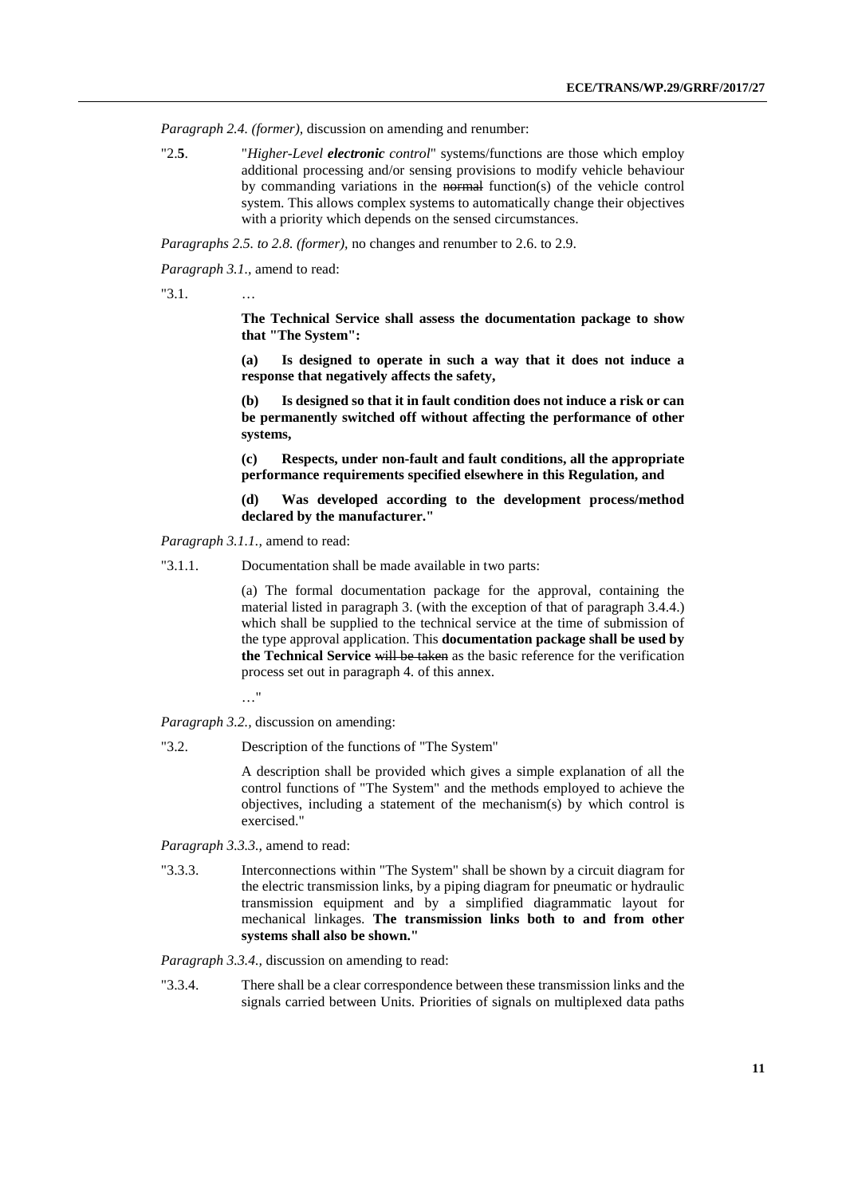*Paragraph 2.4. (former)*, discussion on amending and renumber:

"2.**5**. "*Higher-Level* ***electronic*** *control*" systems/functions are those which employ additional processing and/or sensing provisions to modify vehicle behaviour by commanding variations in the ~~normal~~ function(s) of the vehicle control system. This allows complex systems to automatically change their objectives with a priority which depends on the sensed circumstances.

*Paragraphs 2.5. to 2.8. (former)*, no changes and renumber to 2.6. to 2.9.

*Paragraph 3.1.*, amend to read:

"3.1. …

**The Technical Service shall assess the documentation package to show that "The System":**

**(a) Is designed to operate in such a way that it does not induce a response that negatively affects the safety,**

**(b) Is designed so that it in fault condition does not induce a risk or can be permanently switched off without affecting the performance of other systems,**

**(c) Respects, under non-fault and fault conditions, all the appropriate performance requirements specified elsewhere in this Regulation, and**

**(d) Was developed according to the development process/method declared by the manufacturer."**

*Paragraph 3.1.1.*, amend to read:

"3.1.1. Documentation shall be made available in two parts:

(a) The formal documentation package for the approval, containing the material listed in paragraph 3. (with the exception of that of paragraph 3.4.4.) which shall be supplied to the technical service at the time of submission of the type approval application. This **documentation package shall be used by the Technical Service** ~~will be taken~~ as the basic reference for the verification process set out in paragraph 4. of this annex.

…"

*Paragraph 3.2.*, discussion on amending:

"3.2. Description of the functions of "The System"

A description shall be provided which gives a simple explanation of all the control functions of "The System" and the methods employed to achieve the objectives, including a statement of the mechanism(s) by which control is exercised."

*Paragraph 3.3.3.*, amend to read:

"3.3.3. Interconnections within "The System" shall be shown by a circuit diagram for the electric transmission links, by a piping diagram for pneumatic or hydraulic transmission equipment and by a simplified diagrammatic layout for mechanical linkages. **The transmission links both to and from other systems shall also be shown."**

*Paragraph 3.3.4.*, discussion on amending to read:

"3.3.4. There shall be a clear correspondence between these transmission links and the signals carried between Units. Priorities of signals on multiplexed data paths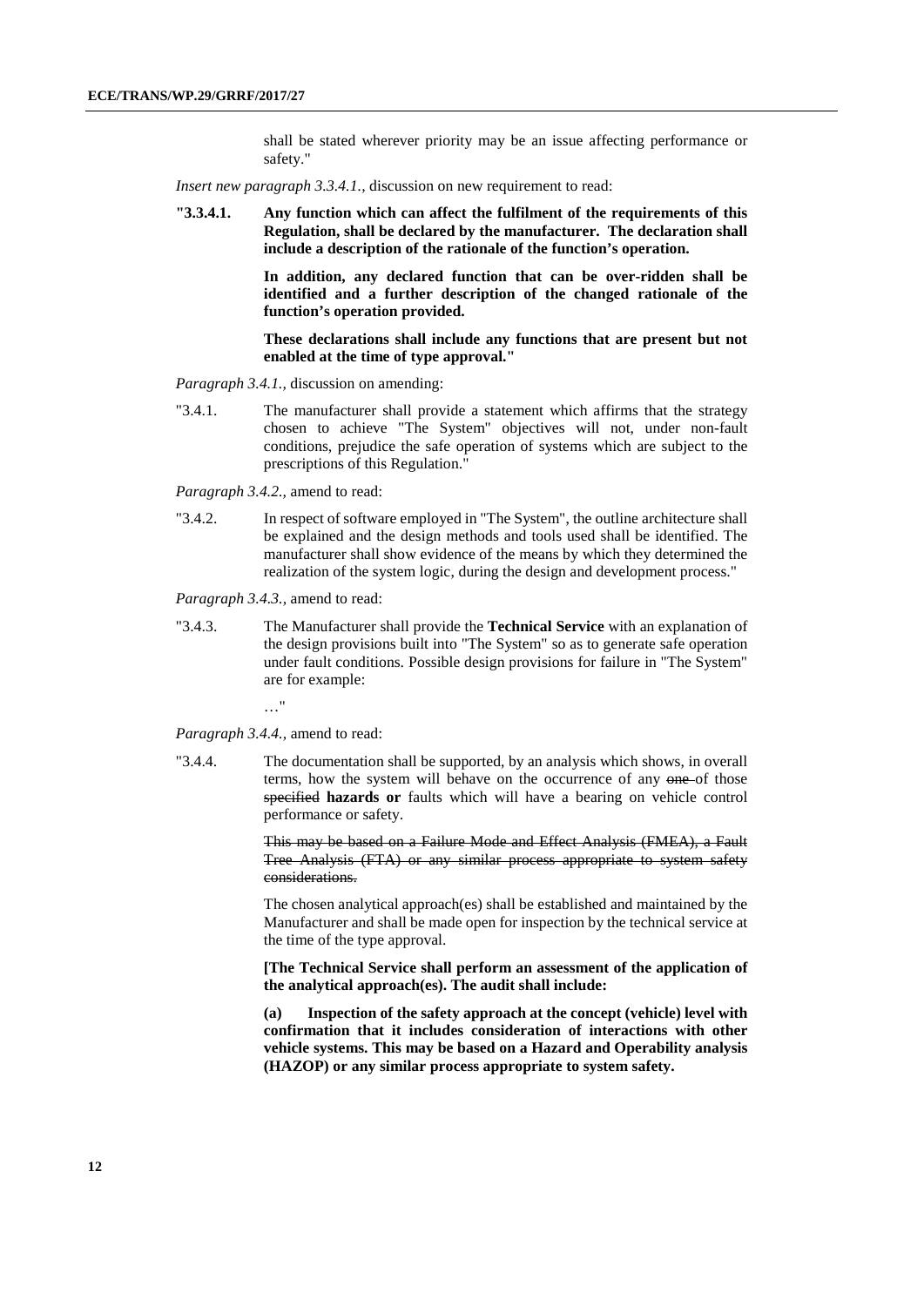shall be stated wherever priority may be an issue affecting performance or safety."

*Insert new paragraph 3.3.4.1.,* discussion on new requirement to read:

**"3.3.4.1. Any function which can affect the fulfilment of the requirements of this Regulation, shall be declared by the manufacturer. The declaration shall include a description of the rationale of the function's operation.**

**In addition, any declared function that can be over-ridden shall be identified and a further description of the changed rationale of the function's operation provided.**

**These declarations shall include any functions that are present but not enabled at the time of type approval."**

*Paragraph 3.4.1.,* discussion on amending:

"3.4.1. The manufacturer shall provide a statement which affirms that the strategy chosen to achieve "The System" objectives will not, under non-fault conditions, prejudice the safe operation of systems which are subject to the prescriptions of this Regulation."

*Paragraph 3.4.2.,* amend to read:

"3.4.2. In respect of software employed in "The System", the outline architecture shall be explained and the design methods and tools used shall be identified. The manufacturer shall show evidence of the means by which they determined the realization of the system logic, during the design and development process."

*Paragraph 3.4.3.,* amend to read:

"3.4.3. The Manufacturer shall provide the **Technical Service** with an explanation of the design provisions built into "The System" so as to generate safe operation under fault conditions. Possible design provisions for failure in "The System" are for example:

…"

*Paragraph 3.4.4.,* amend to read:

"3.4.4. The documentation shall be supported, by an analysis which shows, in overall terms, how the system will behave on the occurrence of any ~~one~~ of those ~~specified~~ **hazards or** faults which will have a bearing on vehicle control performance or safety.

~~This may be based on a Failure Mode and Effect Analysis (FMEA), a Fault Tree Analysis (FTA) or any similar process appropriate to system safety considerations.~~

The chosen analytical approach(es) shall be established and maintained by the Manufacturer and shall be made open for inspection by the technical service at the time of the type approval.

**[The Technical Service shall perform an assessment of the application of the analytical approach(es). The audit shall include:**

**(a) Inspection of the safety approach at the concept (vehicle) level with confirmation that it includes consideration of interactions with other vehicle systems. This may be based on a Hazard and Operability analysis (HAZOP) or any similar process appropriate to system safety.**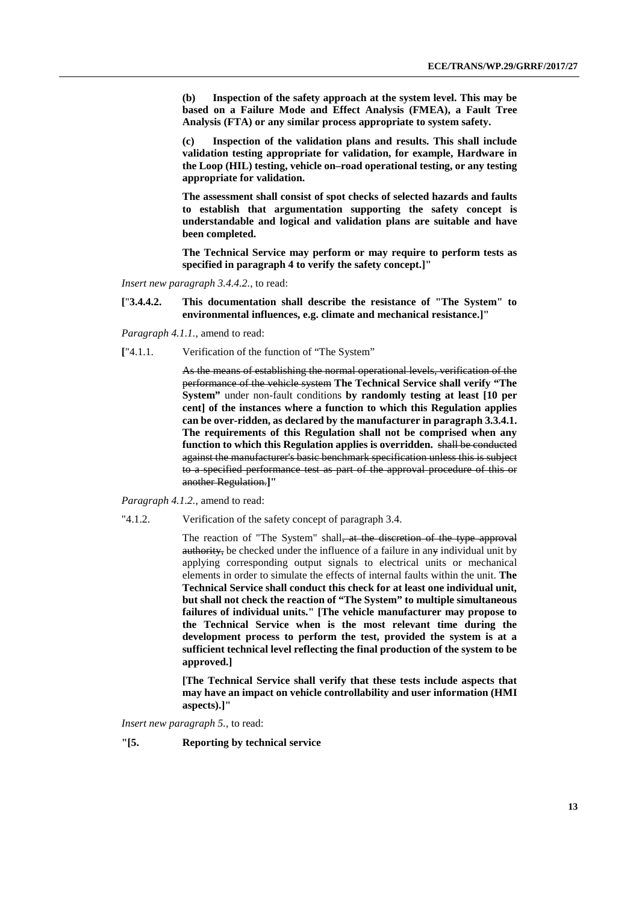**(b) Inspection of the safety approach at the system level. This may be based on a Failure Mode and Effect Analysis (FMEA), a Fault Tree Analysis (FTA) or any similar process appropriate to system safety.**

**(c) Inspection of the validation plans and results. This shall include validation testing appropriate for validation, for example, Hardware in the Loop (HIL) testing, vehicle on–road operational testing, or any testing appropriate for validation.**

**The assessment shall consist of spot checks of selected hazards and faults to establish that argumentation supporting the safety concept is understandable and logical and validation plans are suitable and have been completed.**

**The Technical Service may perform or may require to perform tests as specified in paragraph 4 to verify the safety concept.]"**

*Insert new paragraph 3.4.4.2.*, to read:

**[**"**3.4.4.2. This documentation shall describe the resistance of "The System" to environmental influences, e.g. climate and mechanical resistance.]"**

*Paragraph 4.1.1.*, amend to read:

**[**"4.1.1. Verification of the function of "The System"

~~As the means of establishing the normal operational levels, verification of the performance of the vehicle system~~ **The Technical Service shall verify "The System"** under non-fault conditions **by randomly testing at least [10 per cent] of the instances where a function to which this Regulation applies can be over-ridden, as declared by the manufacturer in paragraph 3.3.4.1. The requirements of this Regulation shall not be comprised when any function to which this Regulation applies is overridden.** ~~shall be conducted against the manufacturer's basic benchmark specification unless this is subject to a specified performance test as part of the approval procedure of this or another Regulation.~~**]"**

*Paragraph 4.1.2.*, amend to read:

"4.1.2. Verification of the safety concept of paragraph 3.4.

The reaction of "The System" shall~~, at the discretion of the type approval authority,~~ be checked under the influence of a failure in an~~y~~ individual unit by applying corresponding output signals to electrical units or mechanical elements in order to simulate the effects of internal faults within the unit. **The Technical Service shall conduct this check for at least one individual unit, but shall not check the reaction of "The System" to multiple simultaneous failures of individual units." [The vehicle manufacturer may propose to the Technical Service when is the most relevant time during the development process to perform the test, provided the system is at a sufficient technical level reflecting the final production of the system to be approved.]**

**[The Technical Service shall verify that these tests include aspects that may have an impact on vehicle controllability and user information (HMI aspects).]"**

*Insert new paragraph 5.*, to read:

**"[5. Reporting by technical service**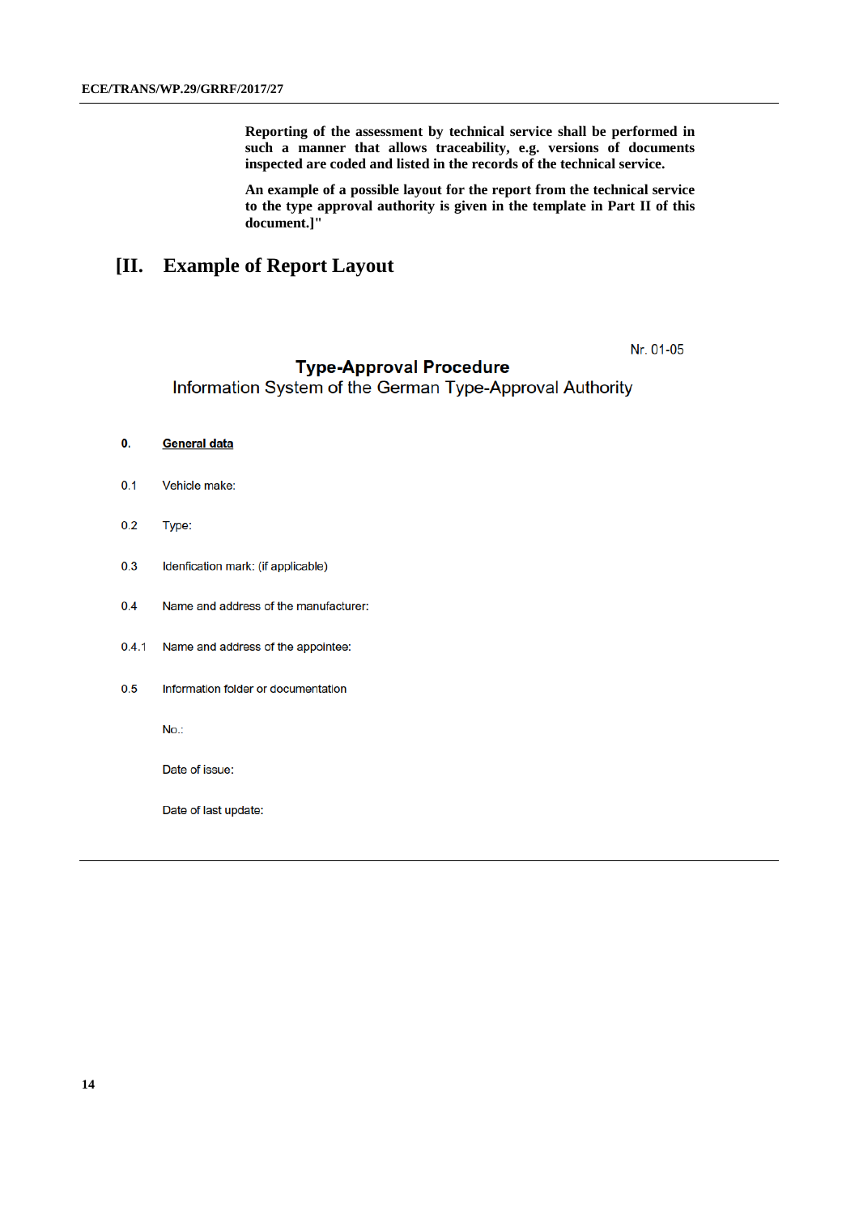**Reporting of the assessment by technical service shall be performed in such a manner that allows traceability, e.g. versions of documents inspected are coded and listed in the records of the technical service.**

**An example of a possible layout for the report from the technical service to the type approval authority is given in the template in Part II of this document.]"**

# [II. Example of Report Layout

Nr. 01-05

**Type-Approval Procedure**

Information System of the German Type-Approval Authority

0. **General data**

0.1 Vehicle make:

0.2 Type:

0.3 Idenfication mark: (if applicable)

0.4 Name and address of the manufacturer:

0.4.1 Name and address of the appointee:

0.5 Information folder or documentation

No.:

Date of issue:

Date of last update: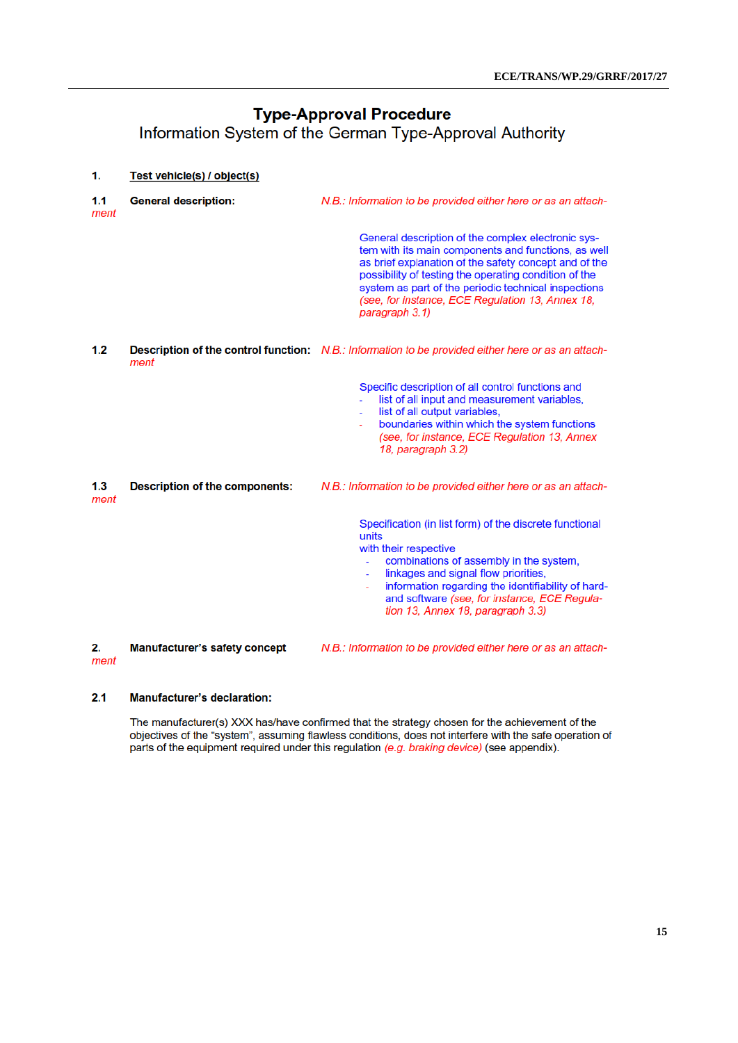# **Type-Approval Procedure**

Information System of the German Type-Approval Authority

**1.** **Test vehicle(s) / object(s)**

**1.1** **General description:** *N.B.: Information to be provided either here or as an attachment*

General description of the complex electronic system with its main components and functions, as well as brief explanation of the safety concept and of the possibility of testing the operating condition of the system as part of the periodic technical inspections *(see, for instance, ECE Regulation 13, Annex 18, paragraph 3.1)*

**1.2** **Description of the control function:** *N.B.: Information to be provided either here or as an attachment*

Specific description of all control functions and

- list of all input and measurement variables,
- list of all output variables,
- boundaries within which the system functions *(see, for instance, ECE Regulation 13, Annex 18, paragraph 3.2)*

**1.3** **Description of the components:** *N.B.: Information to be provided either here or as an attachment*

Specification (in list form) of the discrete functional units
with their respective

- combinations of assembly in the system,
- linkages and signal flow priorities,
- information regarding the identifiability of hard- and software *(see, for instance, ECE Regulation 13, Annex 18, paragraph 3.3)*

**2.** **Manufacturer's safety concept** *N.B.: Information to be provided either here or as an attachment*

**2.1** **Manufacturer's declaration:**

The manufacturer(s) XXX has/have confirmed that the strategy chosen for the achievement of the objectives of the "system", assuming flawless conditions, does not interfere with the safe operation of parts of the equipment required under this regulation *(e.g. braking device)* (see appendix).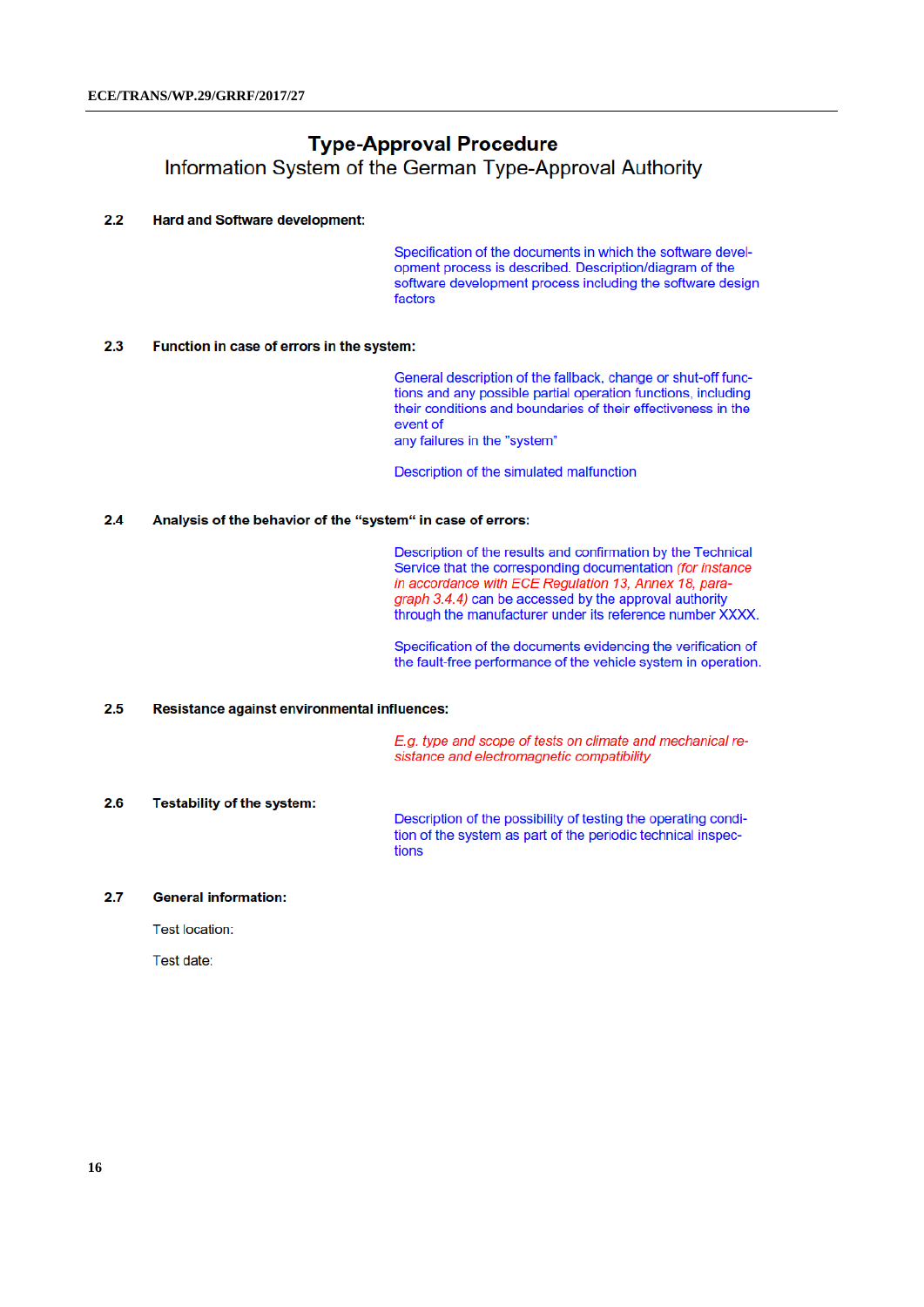## Type-Approval Procedure
### Information System of the German Type-Approval Authority

**2.2 Hard and Software development:**

Specification of the documents in which the software development process is described. Description/diagram of the software development process including the software design factors

**2.3 Function in case of errors in the system:**

General description of the fallback, change or shut-off functions and any possible partial operation functions, including their conditions and boundaries of their effectiveness in the event of
any failures in the "system"

Description of the simulated malfunction

**2.4 Analysis of the behavior of the "system" in case of errors:**

Description of the results and confirmation by the Technical Service that the corresponding documentation *(for instance in accordance with ECE Regulation 13, Annex 18, paragraph 3.4.4)* can be accessed by the approval authority through the manufacturer under its reference number XXXX.

Specification of the documents evidencing the verification of the fault-free performance of the vehicle system in operation.

**2.5 Resistance against environmental influences:**

*E.g. type and scope of tests on climate and mechanical resistance and electromagnetic compatibility*

**2.6 Testability of the system:**

Description of the possibility of testing the operating condition of the system as part of the periodic technical inspections

**2.7 General information:**

Test location:

Test date: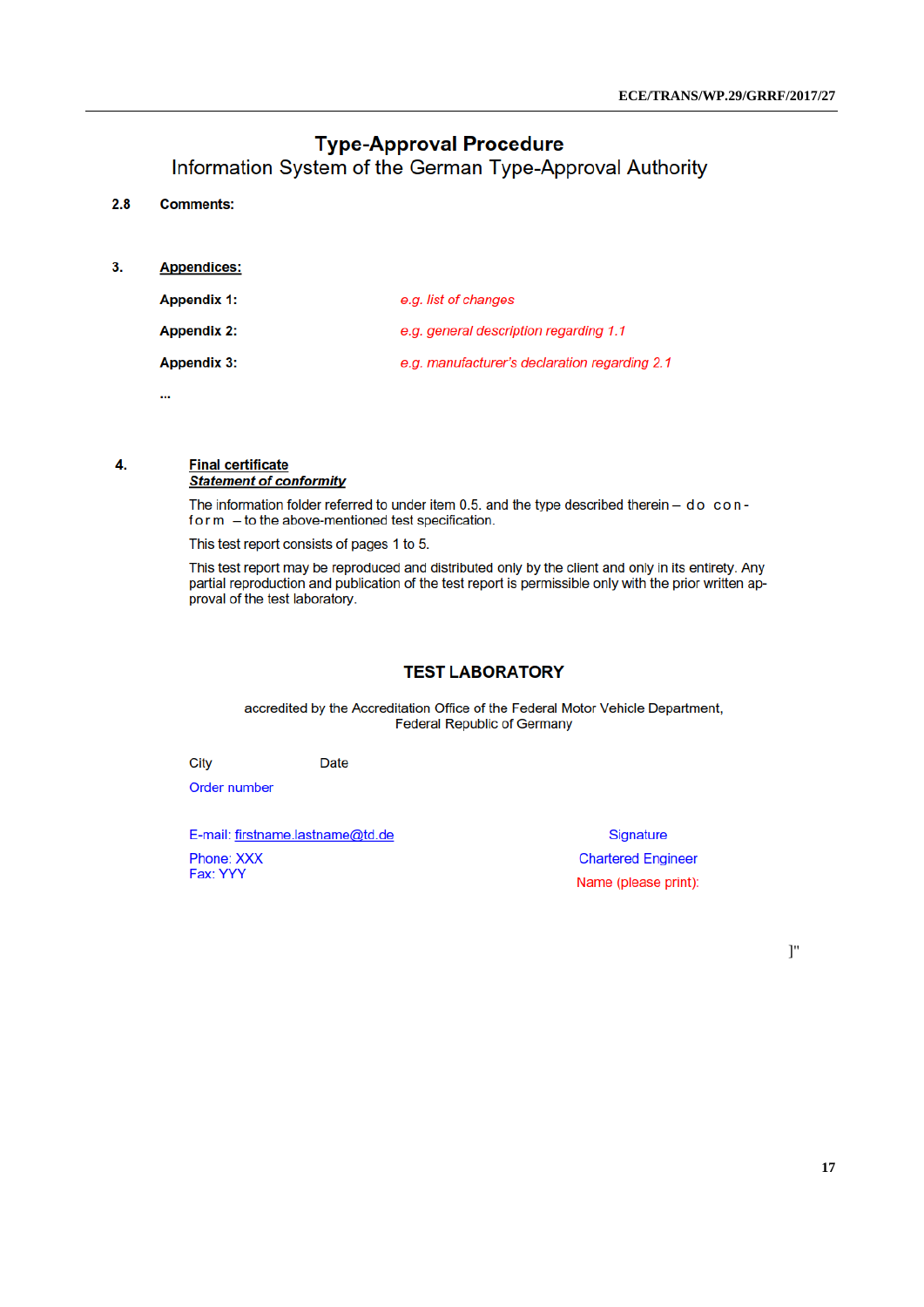**Type-Approval Procedure**
Information System of the German Type-Approval Authority

**2.8 Comments:**

**3. Appendices:**

| | |
|---|---|
| **Appendix 1:** | *e.g. list of changes* |
| **Appendix 2:** | *e.g. general description regarding 1.1* |
| **Appendix 3:** | *e.g. manufacturer's declaration regarding 2.1* |

**...**

**4. Final certificate**

***Statement of conformity***

The information folder referred to under item 0.5. and the type described therein – do conform – to the above-mentioned test specification.

This test report consists of pages 1 to 5.

This test report may be reproduced and distributed only by the client and only in its entirety. Any partial reproduction and publication of the test report is permissible only with the prior written approval of the test laboratory.

**TEST LABORATORY**

accredited by the Accreditation Office of the Federal Motor Vehicle Department,
Federal Republic of Germany

City Date

Order number

E-mail: firstname.lastname@td.de

Phone: XXX
Fax: YYY

Signature
Chartered Engineer
Name (please print):

]"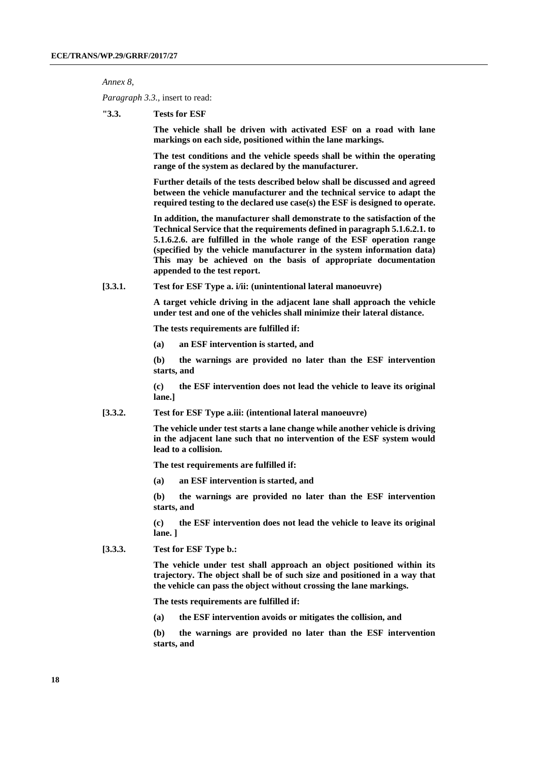*Annex 8,*

*Paragraph 3.3.*, insert to read:

**"3.3. Tests for ESF**

**The vehicle shall be driven with activated ESF on a road with lane markings on each side, positioned within the lane markings.**

**The test conditions and the vehicle speeds shall be within the operating range of the system as declared by the manufacturer.**

**Further details of the tests described below shall be discussed and agreed between the vehicle manufacturer and the technical service to adapt the required testing to the declared use case(s) the ESF is designed to operate.**

**In addition, the manufacturer shall demonstrate to the satisfaction of the Technical Service that the requirements defined in paragraph 5.1.6.2.1. to 5.1.6.2.6. are fulfilled in the whole range of the ESF operation range (specified by the vehicle manufacturer in the system information data) This may be achieved on the basis of appropriate documentation appended to the test report.**

**[3.3.1. Test for ESF Type a. i/ii: (unintentional lateral manoeuvre)**

**A target vehicle driving in the adjacent lane shall approach the vehicle under test and one of the vehicles shall minimize their lateral distance.**

**The tests requirements are fulfilled if:**

**(a) an ESF intervention is started, and**

**(b) the warnings are provided no later than the ESF intervention starts, and**

**(c) the ESF intervention does not lead the vehicle to leave its original lane.]**

**[3.3.2. Test for ESF Type a.iii: (intentional lateral manoeuvre)**

**The vehicle under test starts a lane change while another vehicle is driving in the adjacent lane such that no intervention of the ESF system would lead to a collision.**

**The test requirements are fulfilled if:**

**(a) an ESF intervention is started, and**

**(b) the warnings are provided no later than the ESF intervention starts, and**

**(c) the ESF intervention does not lead the vehicle to leave its original lane. ]**

**[3.3.3. Test for ESF Type b.:**

**The vehicle under test shall approach an object positioned within its trajectory. The object shall be of such size and positioned in a way that the vehicle can pass the object without crossing the lane markings.**

**The tests requirements are fulfilled if:**

**(a) the ESF intervention avoids or mitigates the collision, and**

**(b) the warnings are provided no later than the ESF intervention starts, and**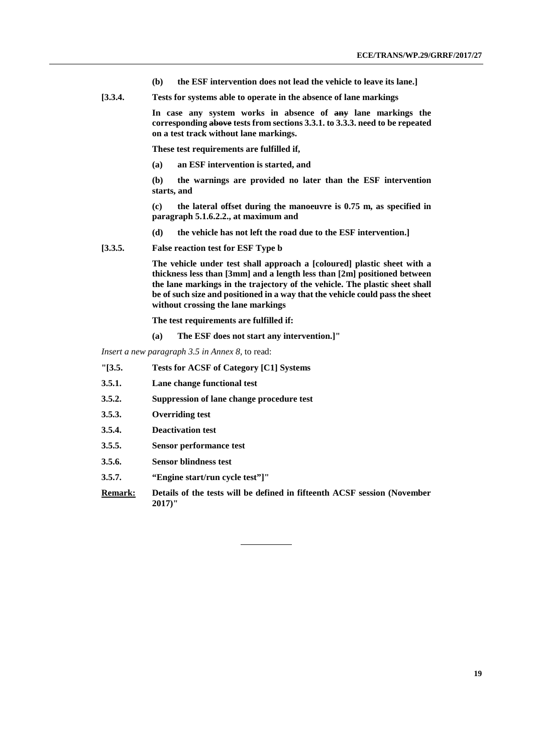**(b) the ESF intervention does not lead the vehicle to leave its lane.]**

**[3.3.4. Tests for systems able to operate in the absence of lane markings**

**In case any system works in absence of ~~any~~ lane markings the corresponding ~~above~~ tests from sections 3.3.1. to 3.3.3. need to be repeated on a test track without lane markings.**

**These test requirements are fulfilled if,**

**(a) an ESF intervention is started, and**

**(b) the warnings are provided no later than the ESF intervention starts, and**

**(c) the lateral offset during the manoeuvre is 0.75 m, as specified in paragraph 5.1.6.2.2., at maximum and**

**(d) the vehicle has not left the road due to the ESF intervention.]**

**[3.3.5. False reaction test for ESF Type b**

**The vehicle under test shall approach a [coloured] plastic sheet with a thickness less than [3mm] and a length less than [2m] positioned between the lane markings in the trajectory of the vehicle. The plastic sheet shall be of such size and positioned in a way that the vehicle could pass the sheet without crossing the lane markings**

**The test requirements are fulfilled if:**

**(a) The ESF does not start any intervention.]"**

*Insert a new paragraph 3.5 in Annex 8,* to read:

**"[3.5. Tests for ACSF of Category [C1] Systems**

**3.5.1. Lane change functional test**

**3.5.2. Suppression of lane change procedure test**

**3.5.3. Overriding test**

**3.5.4. Deactivation test**

**3.5.5. Sensor performance test**

**3.5.6. Sensor blindness test**

**3.5.7. "Engine start/run cycle test"]"**

**<u>Remark:</u> Details of the tests will be defined in fifteenth ACSF session (November 2017)"**